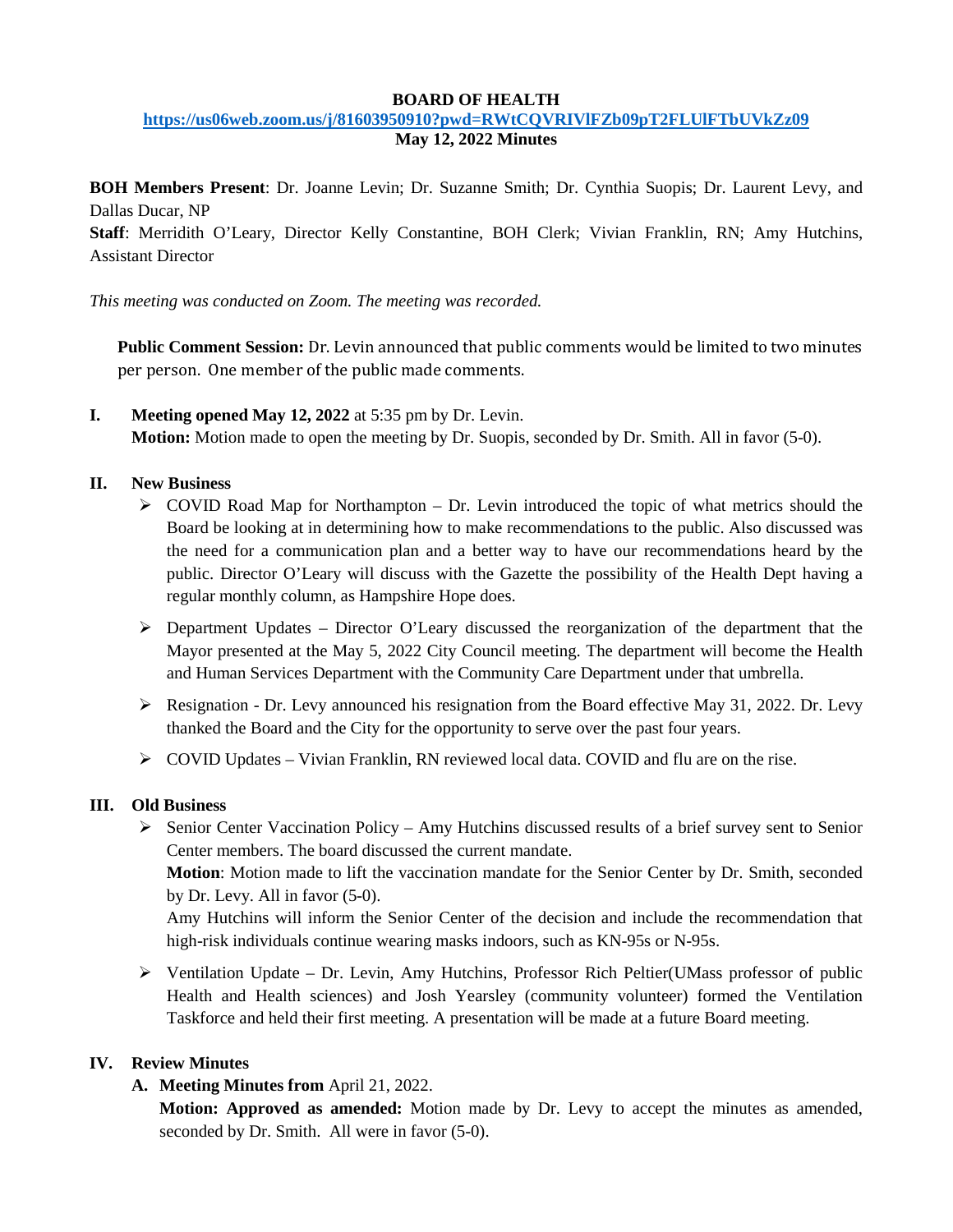**BOARD OF HEALTH**

**https://us06web.zoom.us/j/81603950910?pwd=RWtCQVRIVlFZb09pT2FLUlFTbUVkZz09**

**May 12, 2022 Minutes**

**BOH Members Present**: Dr. Joanne Levin; Dr. Suzanne Smith; Dr. Cynthia Suopis; Dr. Laurent Levy, and Dallas Ducar, NP

**Staff**: Merridith O'Leary, Director Kelly Constantine, BOH Clerk; Vivian Franklin, RN; Amy Hutchins, Assistant Director

*This meeting was conducted on Zoom. The meeting was recorded.*

**Public Comment Session:** Dr. Levin announced that public comments would be limited to two minutes per person. One member of the public made comments.

**I. Meeting opened May 12, 2022** at 5:35 pm by Dr. Levin.

**Motion:** Motion made to open the meeting by Dr. Suopis, seconded by Dr. Smith. All in favor (5-0).

**II. New Business**

- COVID Road Map for Northampton – Dr. Levin introduced the topic of what metrics should the Board be looking at in determining how to make recommendations to the public. Also discussed was the need for a communication plan and a better way to have our recommendations heard by the public. Director O'Leary will discuss with the Gazette the possibility of the Health Dept having a regular monthly column, as Hampshire Hope does.
- Department Updates – Director O'Leary discussed the reorganization of the department that the Mayor presented at the May 5, 2022 City Council meeting. The department will become the Health and Human Services Department with the Community Care Department under that umbrella.
- Resignation - Dr. Levy announced his resignation from the Board effective May 31, 2022. Dr. Levy thanked the Board and the City for the opportunity to serve over the past four years.
- COVID Updates – Vivian Franklin, RN reviewed local data. COVID and flu are on the rise.

**III. Old Business**

- Senior Center Vaccination Policy – Amy Hutchins discussed results of a brief survey sent to Senior Center members. The board discussed the current mandate.

  **Motion**: Motion made to lift the vaccination mandate for the Senior Center by Dr. Smith, seconded by Dr. Levy. All in favor (5-0).

  Amy Hutchins will inform the Senior Center of the decision and include the recommendation that high-risk individuals continue wearing masks indoors, such as KN-95s or N-95s.
- Ventilation Update – Dr. Levin, Amy Hutchins, Professor Rich Peltier(UMass professor of public Health and Health sciences) and Josh Yearsley (community volunteer) formed the Ventilation Taskforce and held their first meeting. A presentation will be made at a future Board meeting.

**IV. Review Minutes**

**A. Meeting Minutes from** April 21, 2022.

**Motion: Approved as amended:** Motion made by Dr. Levy to accept the minutes as amended, seconded by Dr. Smith. All were in favor (5-0).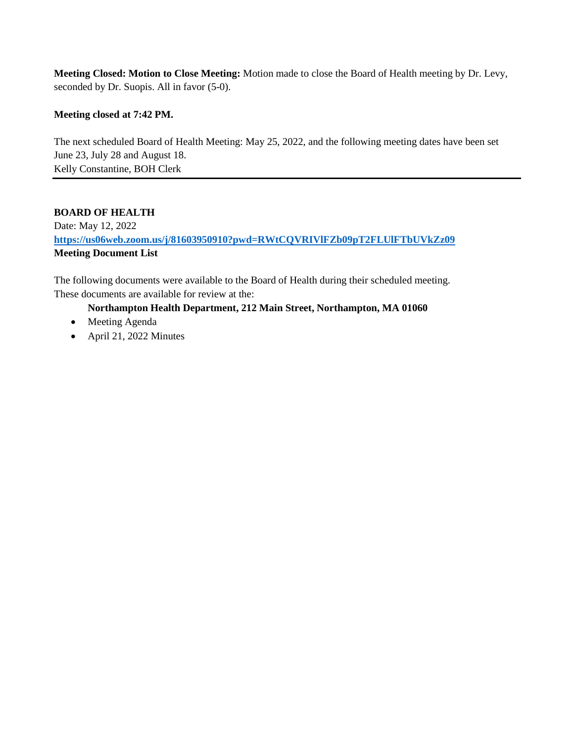**Meeting Closed: Motion to Close Meeting:** Motion made to close the Board of Health meeting by Dr. Levy, seconded by Dr. Suopis. All in favor (5-0).

**Meeting closed at 7:42 PM.**

The next scheduled Board of Health Meeting: May 25, 2022, and the following meeting dates have been set June 23, July 28 and August 18.
Kelly Constantine, BOH Clerk

---

**BOARD OF HEALTH**
Date: May 12, 2022
**https://us06web.zoom.us/j/81603950910?pwd=RWtCQVRIVlFZb09pT2FLUlFTbUVkZz09**
**Meeting Document List**

The following documents were available to the Board of Health during their scheduled meeting.
These documents are available for review at the:

**Northampton Health Department, 212 Main Street, Northampton, MA 01060**

- Meeting Agenda
- April 21, 2022 Minutes